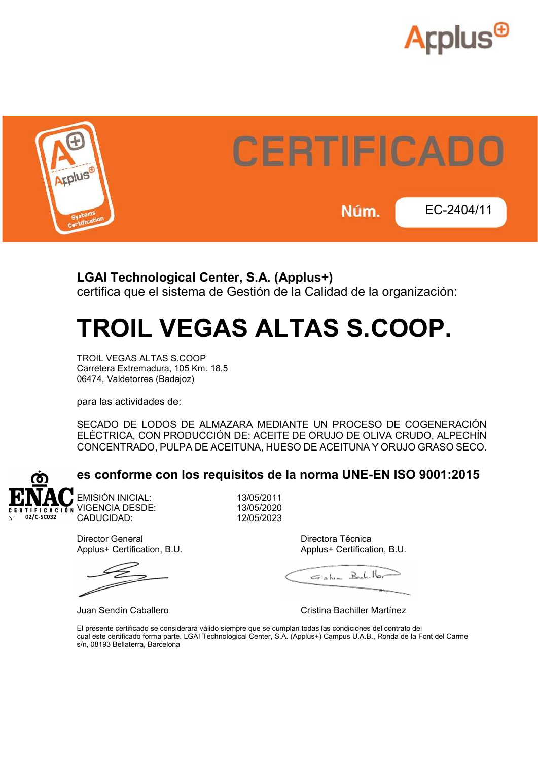# CERTIFICADO

**Núm.** EC-2404/11

**LGAI Technological Center, S.A. (Applus+)**
certifica que el sistema de Gestión de la Calidad de la organización:

# TROIL VEGAS ALTAS S.COOP.

TROIL VEGAS ALTAS S.COOP
Carretera Extremadura, 105 Km. 18.5
06474, Valdetorres (Badajoz)

para las actividades de:

SECADO DE LODOS DE ALMAZARA MEDIANTE UN PROCESO DE COGENERACIÓN ELÉCTRICA, CON PRODUCCIÓN DE: ACEITE DE ORUJO DE OLIVA CRUDO, ALPECHÍN CONCENTRADO, PULPA DE ACEITUNA, HUESO DE ACEITUNA Y ORUJO GRASO SECO.

## es conforme con los requisitos de la norma UNE-EN ISO 9001:2015

ENAC CERTIFICACIÓN Nº 02/C-SC032

| | |
|---|---|
| EMISIÓN INICIAL: | 13/05/2011 |
| VIGENCIA DESDE: | 13/05/2020 |
| CADUCIDAD: | 12/05/2023 |

Director General
Applus+ Certification, B.U.

Juan Sendín Caballero

Directora Técnica
Applus+ Certification, B.U.

Cristina Bachiller Martínez

El presente certificado se considerará válido siempre que se cumplan todas las condiciones del contrato del cual este certificado forma parte. LGAI Technological Center, S.A. (Applus+) Campus U.A.B., Ronda de la Font del Carme s/n, 08193 Bellaterra, Barcelona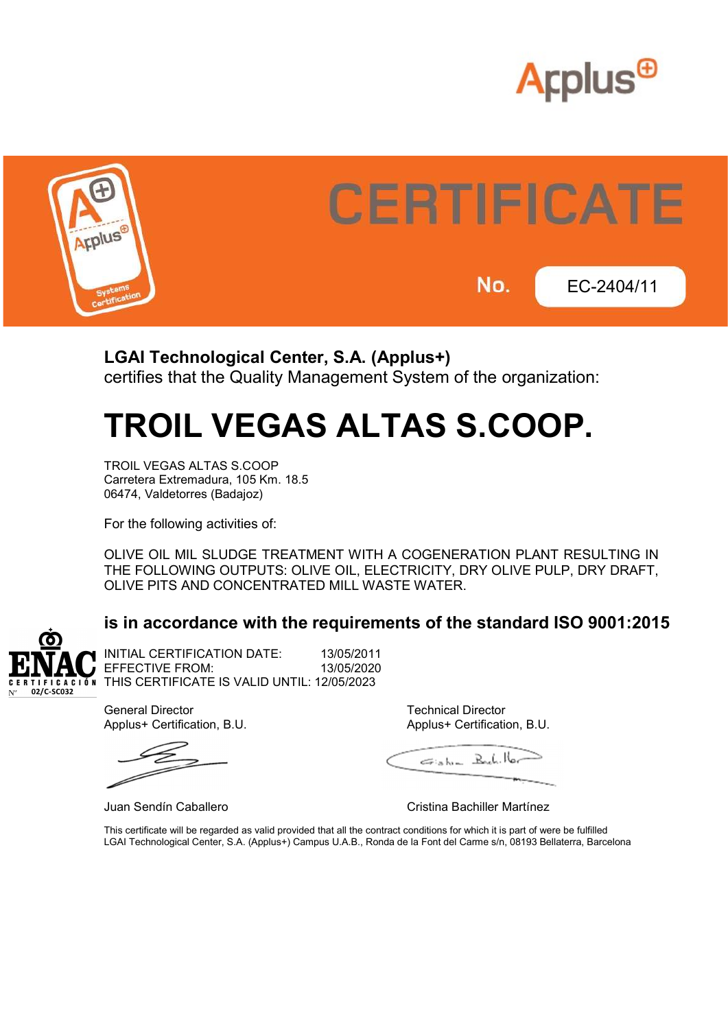Applus+

# CERTIFICATE

**No.** EC-2404/11

**LGAI Technological Center, S.A. (Applus+)**
certifies that the Quality Management System of the organization:

# TROIL VEGAS ALTAS S.COOP.

TROIL VEGAS ALTAS S.COOP
Carretera Extremadura, 105 Km. 18.5
06474, Valdetorres (Badajoz)

For the following activities of:

OLIVE OIL MIL SLUDGE TREATMENT WITH A COGENERATION PLANT RESULTING IN THE FOLLOWING OUTPUTS: OLIVE OIL, ELECTRICITY, DRY OLIVE PULP, DRY DRAFT, OLIVE PITS AND CONCENTRATED MILL WASTE WATER.

## is in accordance with the requirements of the standard ISO 9001:2015

ENAC CERTIFICACIÓN Nº 02/C-SC032

INITIAL CERTIFICATION DATE: 13/05/2011
EFFECTIVE FROM: 13/05/2020
THIS CERTIFICATE IS VALID UNTIL: 12/05/2023

General Director
Applus+ Certification, B.U.

Juan Sendín Caballero

Technical Director
Applus+ Certification, B.U.

Cristina Bachiller Martínez

This certificate will be regarded as valid provided that all the contract conditions for which it is part of were be fulfilled
LGAI Technological Center, S.A. (Applus+) Campus U.A.B., Ronda de la Font del Carme s/n, 08193 Bellaterra, Barcelona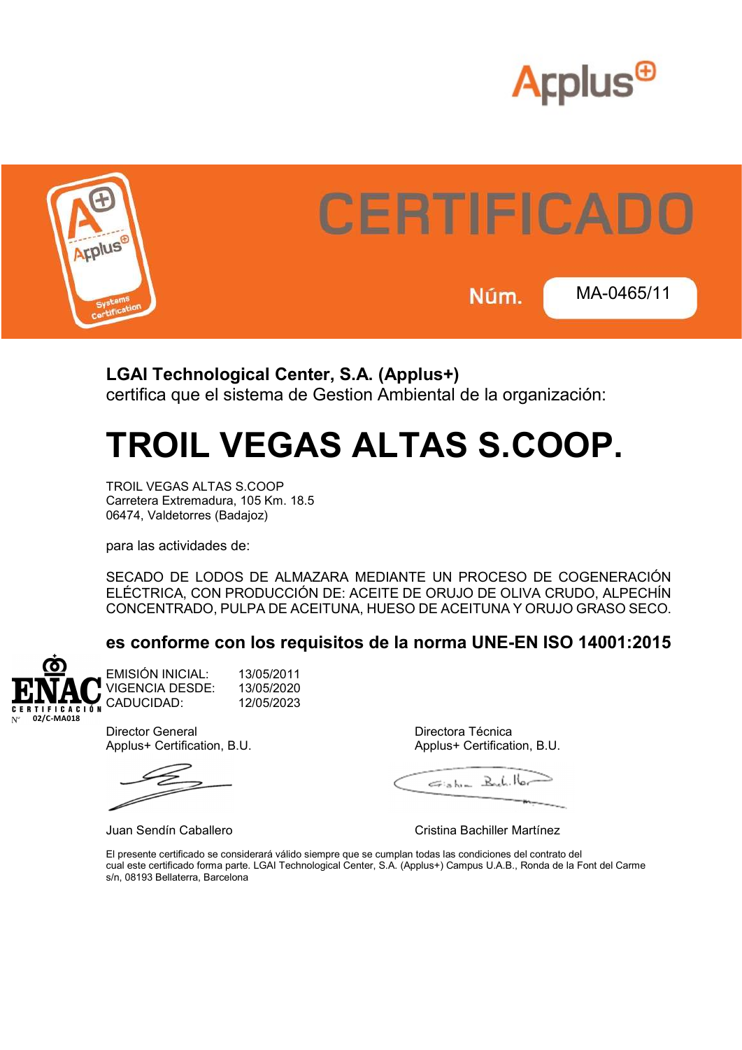Applus+

# CERTIFICADO

**Núm.** MA-0465/11

**LGAI Technological Center, S.A. (Applus+)**
certifica que el sistema de Gestion Ambiental de la organización:

# TROIL VEGAS ALTAS S.COOP.

TROIL VEGAS ALTAS S.COOP
Carretera Extremadura, 105 Km. 18.5
06474, Valdetorres (Badajoz)

para las actividades de:

SECADO DE LODOS DE ALMAZARA MEDIANTE UN PROCESO DE COGENERACIÓN ELÉCTRICA, CON PRODUCCIÓN DE: ACEITE DE ORUJO DE OLIVA CRUDO, ALPECHÍN CONCENTRADO, PULPA DE ACEITUNA, HUESO DE ACEITUNA Y ORUJO GRASO SECO.

**es conforme con los requisitos de la norma UNE-EN ISO 14001:2015**

ENAC CERTIFICACIÓN Nº 02/C-MA018

| | |
|---|---|
| EMISIÓN INICIAL: | 13/05/2011 |
| VIGENCIA DESDE: | 13/05/2020 |
| CADUCIDAD: | 12/05/2023 |

Director General
Applus+ Certification, B.U.

Juan Sendín Caballero

Directora Técnica
Applus+ Certification, B.U.

Cristina Bachiller Martínez

El presente certificado se considerará válido siempre que se cumplan todas las condiciones del contrato del cual este certificado forma parte. LGAI Technological Center, S.A. (Applus+) Campus U.A.B., Ronda de la Font del Carme s/n, 08193 Bellaterra, Barcelona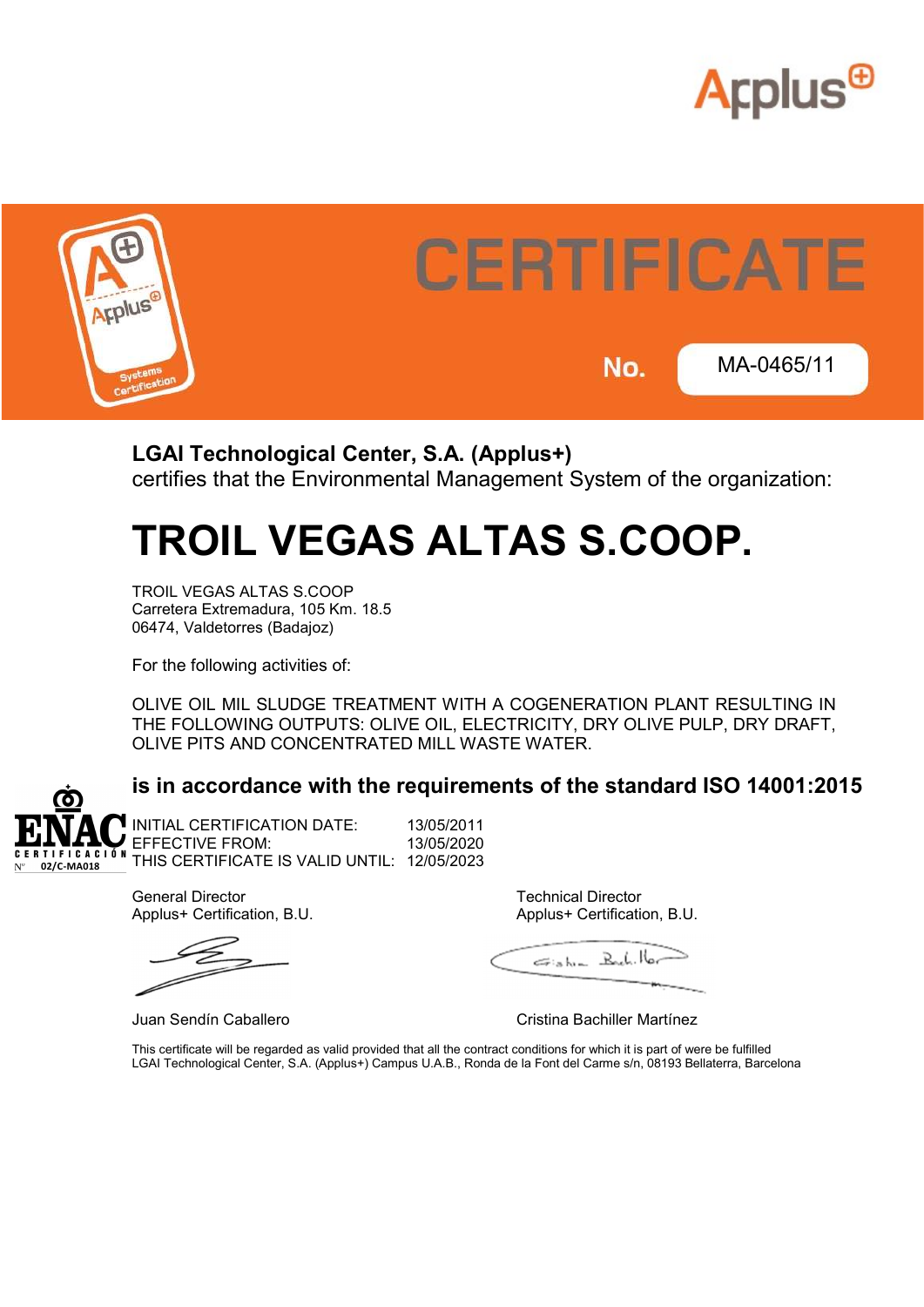# CERTIFICATE

**No.** MA-0465/11

**LGAI Technological Center, S.A. (Applus+)**
certifies that the Environmental Management System of the organization:

# TROIL VEGAS ALTAS S.COOP.

TROIL VEGAS ALTAS S.COOP
Carretera Extremadura, 105 Km. 18.5
06474, Valdetorres (Badajoz)

For the following activities of:

OLIVE OIL MIL SLUDGE TREATMENT WITH A COGENERATION PLANT RESULTING IN THE FOLLOWING OUTPUTS: OLIVE OIL, ELECTRICITY, DRY OLIVE PULP, DRY DRAFT, OLIVE PITS AND CONCENTRATED MILL WASTE WATER.

**is in accordance with the requirements of the standard ISO 14001:2015**

ENAC CERTIFICACIÓN Nº 02/C-MA018

| | |
|---|---|
| INITIAL CERTIFICATION DATE: | 13/05/2011 |
| EFFECTIVE FROM: | 13/05/2020 |
| THIS CERTIFICATE IS VALID UNTIL: | 12/05/2023 |

General Director
Applus+ Certification, B.U.

Juan Sendín Caballero

Technical Director
Applus+ Certification, B.U.

Cristina Bachiller Martínez

This certificate will be regarded as valid provided that all the contract conditions for which it is part of were be fulfilled
LGAI Technological Center, S.A. (Applus+) Campus U.A.B., Ronda de la Font del Carme s/n, 08193 Bellaterra, Barcelona